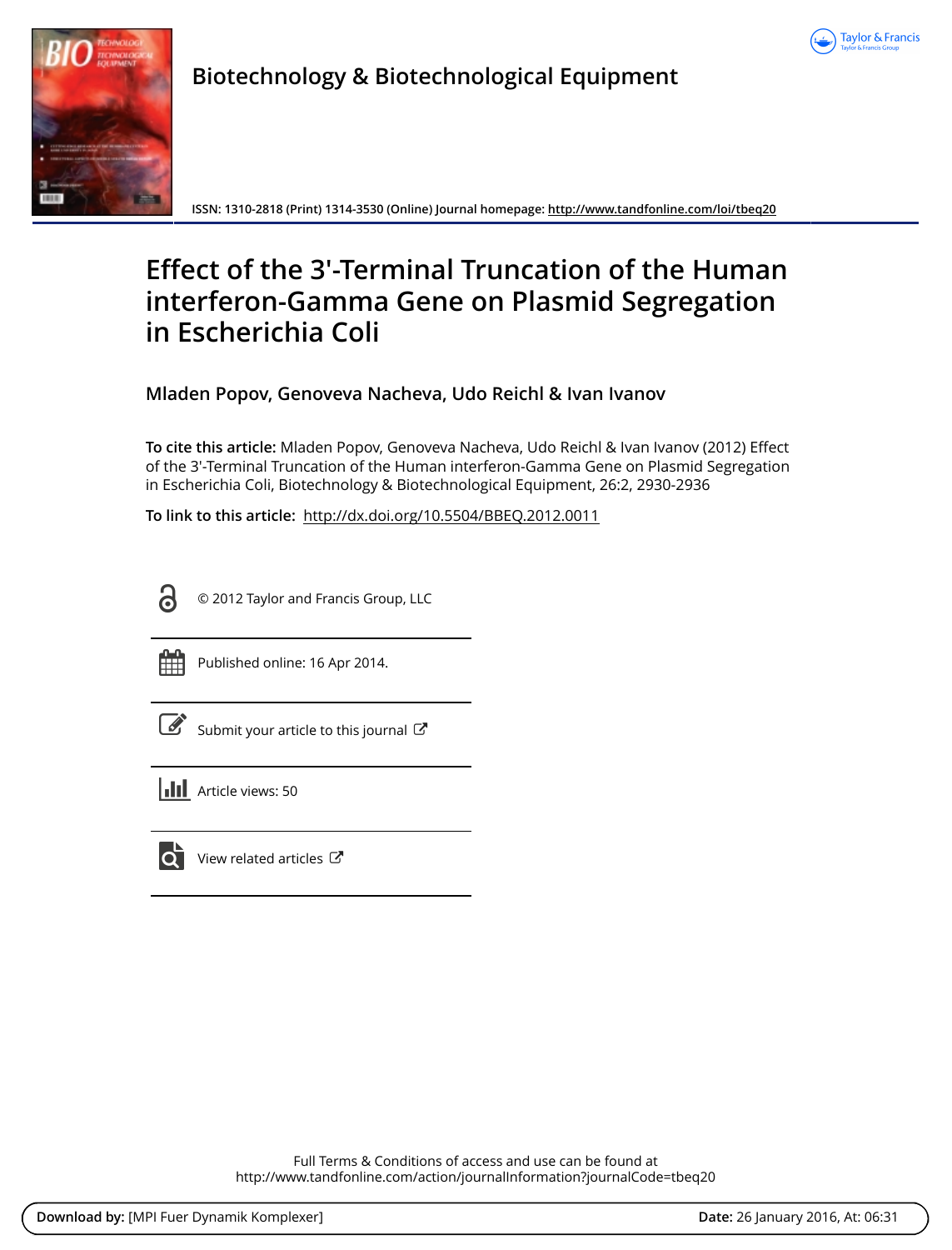# Biotechnology & Biotechnological Equipment

ISSN: 1310-2818 (Print) 1314-3530 (Online) Journal homepage: http://www.tandfonline.com/loi/tbeq20

# Effect of the 3'-Terminal Truncation of the Human interferon-Gamma Gene on Plasmid Segregation in Escherichia Coli

**Mladen Popov, Genoveva Nacheva, Udo Reichl & Ivan Ivanov**

**To cite this article:** Mladen Popov, Genoveva Nacheva, Udo Reichl & Ivan Ivanov (2012) Effect of the 3'-Terminal Truncation of the Human interferon-Gamma Gene on Plasmid Segregation in Escherichia Coli, Biotechnology & Biotechnological Equipment, 26:2, 2930-2936

**To link to this article:** http://dx.doi.org/10.5504/BBEQ.2012.0011

© 2012 Taylor and Francis Group, LLC

Published online: 16 Apr 2014.

Submit your article to this journal

Article views: 50

View related articles

Full Terms & Conditions of access and use can be found at
http://www.tandfonline.com/action/journalInformation?journalCode=tbeq20

**Download by:** [MPI Fuer Dynamik Komplexer] **Date:** 26 January 2016, At: 06:31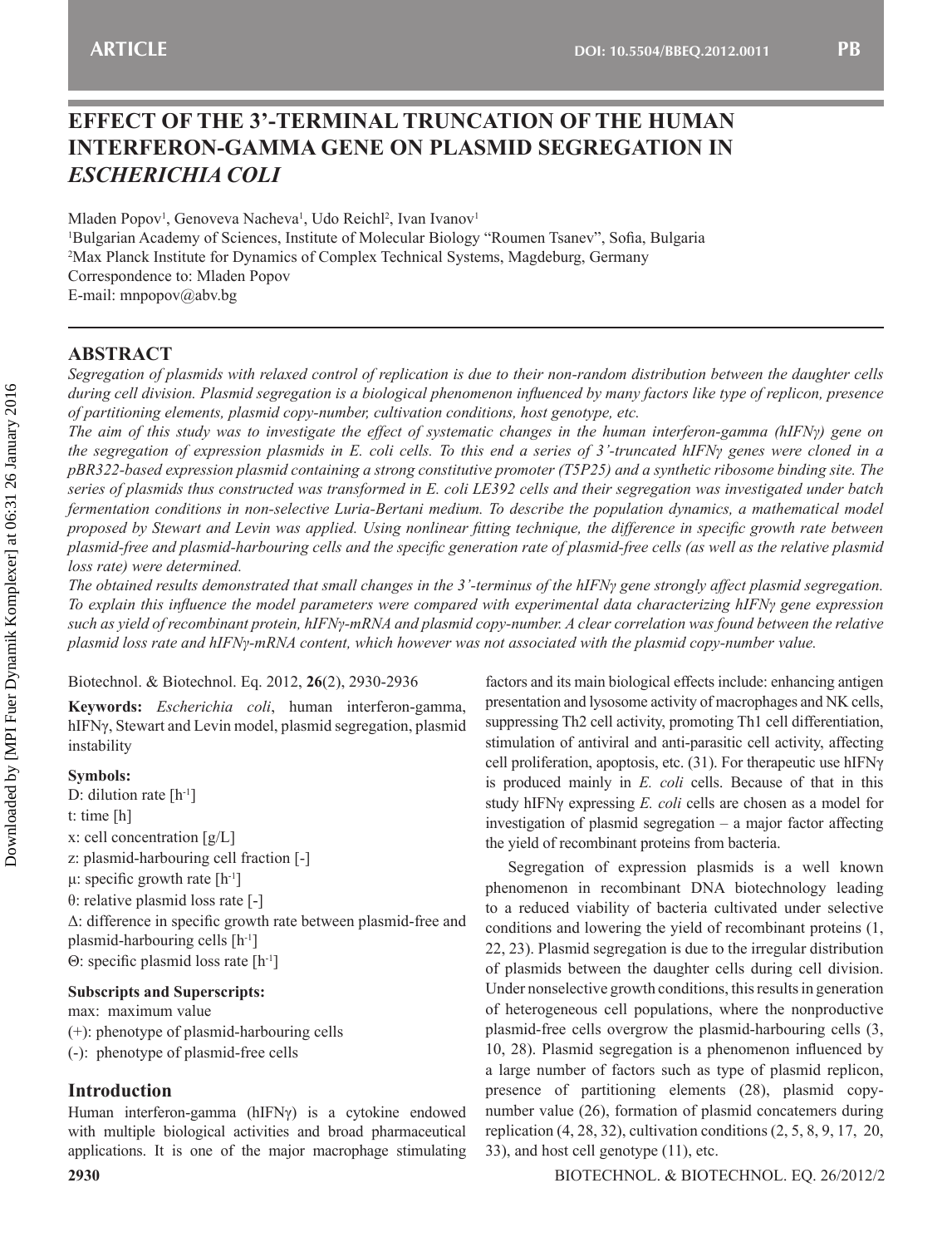# EFFECT OF THE 3'-TERMINAL TRUNCATION OF THE HUMAN INTERFERON-GAMMA GENE ON PLASMID SEGREGATION IN *ESCHERICHIA COLI*

Mladen Popov[1], Genoveva Nacheva[1], Udo Reichl[2], Ivan Ivanov[1]

[1]Bulgarian Academy of Sciences, Institute of Molecular Biology "Roumen Tsanev", Sofia, Bulgaria
[2]Max Planck Institute for Dynamics of Complex Technical Systems, Magdeburg, Germany
Correspondence to: Mladen Popov
E-mail: mnpopov@abv.bg

## ABSTRACT

*Segregation of plasmids with relaxed control of replication is due to their non-random distribution between the daughter cells during cell division. Plasmid segregation is a biological phenomenon influenced by many factors like type of replicon, presence of partitioning elements, plasmid copy-number, cultivation conditions, host genotype, etc.*

*The aim of this study was to investigate the effect of systematic changes in the human interferon-gamma (hIFNγ) gene on the segregation of expression plasmids in E. coli cells. To this end a series of 3'-truncated hIFNγ genes were cloned in a pBR322-based expression plasmid containing a strong constitutive promoter (T5P25) and a synthetic ribosome binding site. The series of plasmids thus constructed was transformed in E. coli LE392 cells and their segregation was investigated under batch fermentation conditions in non-selective Luria-Bertani medium. To describe the population dynamics, a mathematical model proposed by Stewart and Levin was applied. Using nonlinear fitting technique, the difference in specific growth rate between plasmid-free and plasmid-harbouring cells and the specific generation rate of plasmid-free cells (as well as the relative plasmid loss rate) were determined.*

*The obtained results demonstrated that small changes in the 3'-terminus of the hIFNγ gene strongly affect plasmid segregation. To explain this influence the model parameters were compared with experimental data characterizing hIFNγ gene expression such as yield of recombinant protein, hIFNγ-mRNA and plasmid copy-number. A clear correlation was found between the relative plasmid loss rate and hIFNγ-mRNA content, which however was not associated with the plasmid copy-number value.*

Biotechnol. & Biotechnol. Eq. 2012, **26**(2), 2930-2936

**Keywords:** *Escherichia coli*, human interferon-gamma, hIFNγ, Stewart and Levin model, plasmid segregation, plasmid instability

**Symbols:**

D: dilution rate [$h^{-1}$]
t: time [h]
x: cell concentration [g/L]
z: plasmid-harbouring cell fraction [-]
μ: specific growth rate [$h^{-1}$]
θ: relative plasmid loss rate [-]
Δ: difference in specific growth rate between plasmid-free and plasmid-harbouring cells [$h^{-1}$]
Θ: specific plasmid loss rate [$h^{-1}$]

**Subscripts and Superscripts:**

max: maximum value
(+): phenotype of plasmid-harbouring cells
(-): phenotype of plasmid-free cells

## Introduction

Human interferon-gamma (hIFNγ) is a cytokine endowed with multiple biological activities and broad pharmaceutical applications. It is one of the major macrophage stimulating factors and its main biological effects include: enhancing antigen presentation and lysosome activity of macrophages and NK cells, suppressing Th2 cell activity, promoting Th1 cell differentiation, stimulation of antiviral and anti-parasitic cell activity, affecting cell proliferation, apoptosis, etc. (31). For therapeutic use hIFNγ is produced mainly in *E. coli* cells. Because of that in this study hIFNγ expressing *E. coli* cells are chosen as a model for investigation of plasmid segregation – a major factor affecting the yield of recombinant proteins from bacteria.

Segregation of expression plasmids is a well known phenomenon in recombinant DNA biotechnology leading to a reduced viability of bacteria cultivated under selective conditions and lowering the yield of recombinant proteins (1, 22, 23). Plasmid segregation is due to the irregular distribution of plasmids between the daughter cells during cell division. Under nonselective growth conditions, this results in generation of heterogeneous cell populations, where the nonproductive plasmid-free cells overgrow the plasmid-harbouring cells (3, 10, 28). Plasmid segregation is a phenomenon influenced by a large number of factors such as type of plasmid replicon, presence of partitioning elements (28), plasmid copy-number value (26), formation of plasmid concatemers during replication (4, 28, 32), cultivation conditions (2, 5, 8, 9, 17, 20, 33), and host cell genotype (11), etc.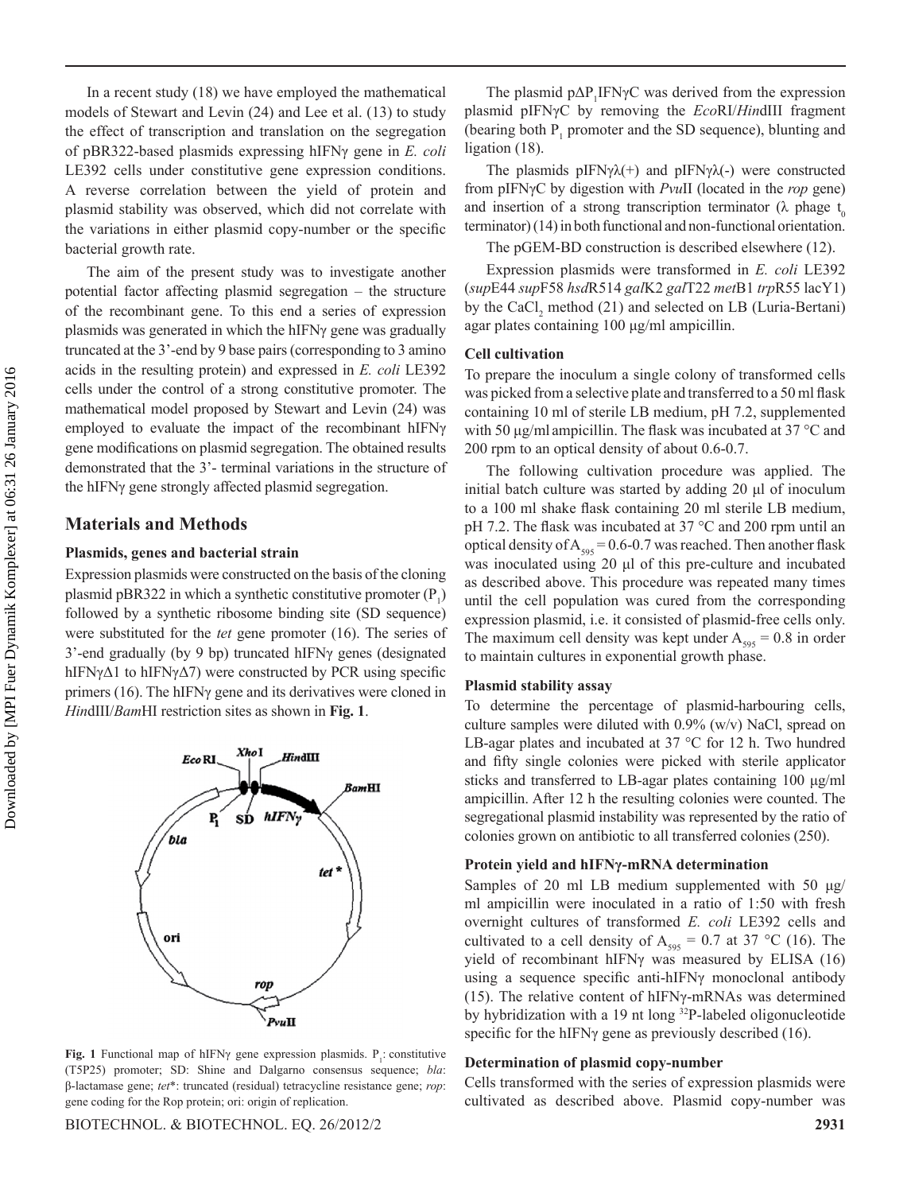In a recent study (18) we have employed the mathematical models of Stewart and Levin (24) and Lee et al. (13) to study the effect of transcription and translation on the segregation of pBR322-based plasmids expressing hIFNγ gene in *E. coli* LE392 cells under constitutive gene expression conditions. A reverse correlation between the yield of protein and plasmid stability was observed, which did not correlate with the variations in either plasmid copy-number or the specific bacterial growth rate.

The aim of the present study was to investigate another potential factor affecting plasmid segregation – the structure of the recombinant gene. To this end a series of expression plasmids was generated in which the hIFNγ gene was gradually truncated at the 3'-end by 9 base pairs (corresponding to 3 amino acids in the resulting protein) and expressed in *E. coli* LE392 cells under the control of a strong constitutive promoter. The mathematical model proposed by Stewart and Levin (24) was employed to evaluate the impact of the recombinant hIFNγ gene modifications on plasmid segregation. The obtained results demonstrated that the 3'- terminal variations in the structure of the hIFNγ gene strongly affected plasmid segregation.

## Materials and Methods

### Plasmids, genes and bacterial strain

Expression plasmids were constructed on the basis of the cloning plasmid pBR322 in which a synthetic constitutive promoter ($P_1$) followed by a synthetic ribosome binding site (SD sequence) were substituted for the *tet* gene promoter (16). The series of 3'-end gradually (by 9 bp) truncated hIFNγ genes (designated hIFNγΔ1 to hIFNγΔ7) were constructed by PCR using specific primers (16). The hIFNγ gene and its derivatives were cloned in *Hin*dIII/*Bam*HI restriction sites as shown in **Fig. 1**.

**Fig. 1** Functional map of hIFNγ gene expression plasmids. $P_1$: constitutive (T5P25) promoter; SD: Shine and Dalgarno consensus sequence; *bla*: β-lactamase gene; *tet*\*: truncated (residual) tetracycline resistance gene; *rop*: gene coding for the Rop protein; ori: origin of replication.

The plasmid pΔ$P_1$IFNγC was derived from the expression plasmid pIFNγC by removing the *Eco*RI/*Hin*dIII fragment (bearing both $P_1$ promoter and the SD sequence), blunting and ligation (18).

The plasmids pIFNγλ(+) and pIFNγλ(-) were constructed from pIFNγC by digestion with *Pvu*II (located in the *rop* gene) and insertion of a strong transcription terminator (λ phage $t_0$ terminator) (14) in both functional and non-functional orientation.

The pGEM-BD construction is described elsewhere (12).

Expression plasmids were transformed in *E. coli* LE392 (*sup*E44 *sup*F58 *hsd*R514 *gal*K2 *gal*T22 *met*B1 *trp*R55 lacY1) by the $CaCl_2$ method (21) and selected on LB (Luria-Bertani) agar plates containing 100 μg/ml ampicillin.

### Cell cultivation

To prepare the inoculum a single colony of transformed cells was picked from a selective plate and transferred to a 50 ml flask containing 10 ml of sterile LB medium, pH 7.2, supplemented with 50 μg/ml ampicillin. The flask was incubated at 37 °C and 200 rpm to an optical density of about 0.6-0.7.

The following cultivation procedure was applied. The initial batch culture was started by adding 20 μl of inoculum to a 100 ml shake flask containing 20 ml sterile LB medium, pH 7.2. The flask was incubated at 37 °C and 200 rpm until an optical density of $A_{595}$ = 0.6-0.7 was reached. Then another flask was inoculated using 20 μl of this pre-culture and incubated as described above. This procedure was repeated many times until the cell population was cured from the corresponding expression plasmid, i.e. it consisted of plasmid-free cells only. The maximum cell density was kept under $A_{595}$ = 0.8 in order to maintain cultures in exponential growth phase.

### Plasmid stability assay

To determine the percentage of plasmid-harbouring cells, culture samples were diluted with 0.9% (w/v) NaCl, spread on LB-agar plates and incubated at 37 °C for 12 h. Two hundred and fifty single colonies were picked with sterile applicator sticks and transferred to LB-agar plates containing 100 μg/ml ampicillin. After 12 h the resulting colonies were counted. The segregational plasmid instability was represented by the ratio of colonies grown on antibiotic to all transferred colonies (250).

### Protein yield and hIFNγ-mRNA determination

Samples of 20 ml LB medium supplemented with 50 μg/ml ampicillin were inoculated in a ratio of 1:50 with fresh overnight cultures of transformed *E. coli* LE392 cells and cultivated to a cell density of $A_{595}$ = 0.7 at 37 °C (16). The yield of recombinant hIFNγ was measured by ELISA (16) using a sequence specific anti-hIFNγ monoclonal antibody (15). The relative content of hIFNγ-mRNAs was determined by hybridization with a 19 nt long $^{32}$P-labeled oligonucleotide specific for the hIFNγ gene as previously described (16).

### Determination of plasmid copy-number

Cells transformed with the series of expression plasmids were cultivated as described above. Plasmid copy-number was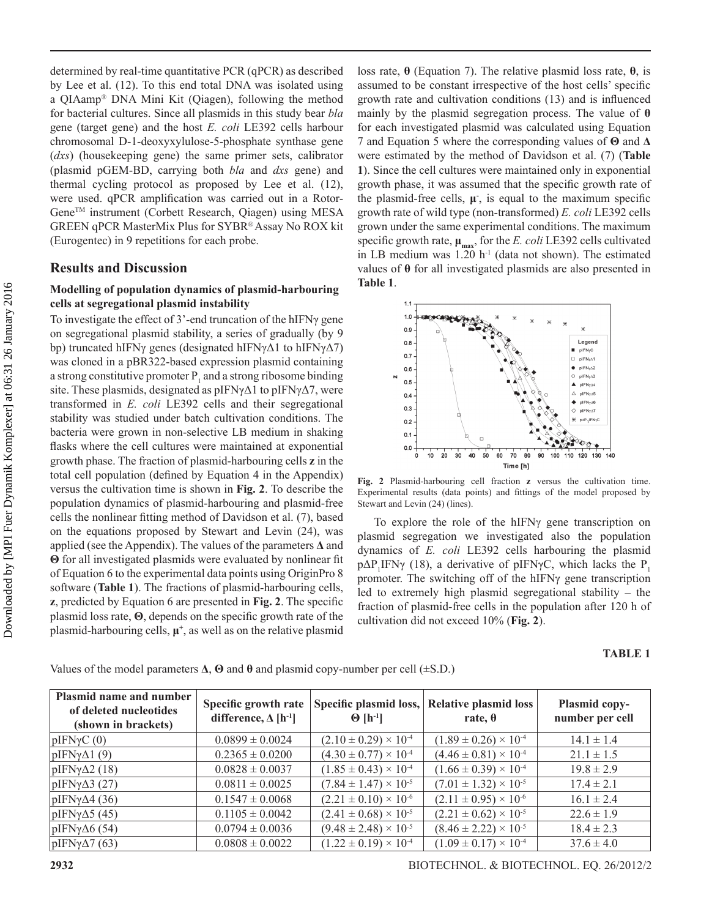determined by real-time quantitative PCR (qPCR) as described by Lee et al. (12). To this end total DNA was isolated using a QIAamp® DNA Mini Kit (Qiagen), following the method for bacterial cultures. Since all plasmids in this study bear *bla* gene (target gene) and the host *E. coli* LE392 cells harbour chromosomal D-1-deoxyxylulose-5-phosphate synthase gene (*dxs*) (housekeeping gene) the same primer sets, calibrator (plasmid pGEM-BD, carrying both *bla* and *dxs* gene) and thermal cycling protocol as proposed by Lee et al. (12), were used. qPCR amplification was carried out in a Rotor-Gene™ instrument (Corbett Research, Qiagen) using MESA GREEN qPCR MasterMix Plus for SYBR® Assay No ROX kit (Eurogentec) in 9 repetitions for each probe.

## Results and Discussion

### Modelling of population dynamics of plasmid-harbouring cells at segregational plasmid instability

To investigate the effect of 3'-end truncation of the hIFNγ gene on segregational plasmid stability, a series of gradually (by 9 bp) truncated hIFNγ genes (designated hIFNγΔ1 to hIFNγΔ7) was cloned in a pBR322-based expression plasmid containing a strong constitutive promoter $P_1$ and a strong ribosome binding site. These plasmids, designated as pIFNγΔ1 to pIFNγΔ7, were transformed in *E. coli* LE392 cells and their segregational stability was studied under batch cultivation conditions. The bacteria were grown in non-selective LB medium in shaking flasks where the cell cultures were maintained at exponential growth phase. The fraction of plasmid-harbouring cells **z** in the total cell population (defined by Equation 4 in the Appendix) versus the cultivation time is shown in **Fig. 2**. To describe the population dynamics of plasmid-harbouring and plasmid-free cells the nonlinear fitting method of Davidson et al. (7), based on the equations proposed by Stewart and Levin (24), was applied (see the Appendix). The values of the parameters **Δ** and **Θ** for all investigated plasmids were evaluated by nonlinear fit of Equation 6 to the experimental data points using OriginPro 8 software (**Table 1**). The fractions of plasmid-harbouring cells, **z**, predicted by Equation 6 are presented in **Fig. 2**. The specific plasmid loss rate, **Θ**, depends on the specific growth rate of the plasmid-harbouring cells, $\mu^+$, as well as on the relative plasmid loss rate, **θ** (Equation 7). The relative plasmid loss rate, **θ**, is assumed to be constant irrespective of the host cells' specific growth rate and cultivation conditions (13) and is influenced mainly by the plasmid segregation process. The value of **θ** for each investigated plasmid was calculated using Equation 7 and Equation 5 where the corresponding values of **Θ** and **Δ** were estimated by the method of Davidson et al. (7) (**Table 1**). Since the cell cultures were maintained only in exponential growth phase, it was assumed that the specific growth rate of the plasmid-free cells, $\mu^-$, is equal to the maximum specific growth rate of wild type (non-transformed) *E. coli* LE392 cells grown under the same experimental conditions. The maximum specific growth rate, $\mu_{max}$, for the *E. coli* LE392 cells cultivated in LB medium was 1.20 $h^{-1}$ (data not shown). The estimated values of **θ** for all investigated plasmids are also presented in **Table 1**.

**Fig. 2** Plasmid-harbouring cell fraction **z** versus the cultivation time. Experimental results (data points) and fittings of the model proposed by Stewart and Levin (24) (lines).

To explore the role of the hIFNγ gene transcription on plasmid segregation we investigated also the population dynamics of *E. coli* LE392 cells harbouring the plasmid p$\Delta P_1$IFNγ (18), a derivative of pIFNγC, which lacks the $P_1$ promoter. The switching off of the hIFNγ gene transcription led to extremely high plasmid segregational stability – the fraction of plasmid-free cells in the population after 120 h of cultivation did not exceed 10% (**Fig. 2**).

**TABLE 1**

Values of the model parameters **Δ**, **Θ** and **θ** and plasmid copy-number per cell (±S.D.)

| Plasmid name and number of deleted nucleotides (shown in brackets) | Specific growth rate difference, Δ [$h^{-1}$] | Specific plasmid loss, Θ [$h^{-1}$] | Relative plasmid loss rate, θ | Plasmid copy-number per cell |
|---|---|---|---|---|
| pIFNγC (0) | 0.0899 ± 0.0024 | $(2.10 \pm 0.29) \times 10^{-4}$ | $(1.89 \pm 0.26) \times 10^{-4}$ | 14.1 ± 1.4 |
| pIFNγΔ1 (9) | 0.2365 ± 0.0200 | $(4.30 \pm 0.77) \times 10^{-4}$ | $(4.46 \pm 0.81) \times 10^{-4}$ | 21.1 ± 1.5 |
| pIFNγΔ2 (18) | 0.0828 ± 0.0037 | $(1.85 \pm 0.43) \times 10^{-4}$ | $(1.66 \pm 0.39) \times 10^{-4}$ | 19.8 ± 2.9 |
| pIFNγΔ3 (27) | 0.0811 ± 0.0025 | $(7.84 \pm 1.47) \times 10^{-5}$ | $(7.01 \pm 1.32) \times 10^{-5}$ | 17.4 ± 2.1 |
| pIFNγΔ4 (36) | 0.1547 ± 0.0068 | $(2.21 \pm 0.10) \times 10^{-6}$ | $(2.11 \pm 0.95) \times 10^{-6}$ | 16.1 ± 2.4 |
| pIFNγΔ5 (45) | 0.1105 ± 0.0042 | $(2.41 \pm 0.68) \times 10^{-5}$ | $(2.21 \pm 0.62) \times 10^{-5}$ | 22.6 ± 1.9 |
| pIFNγΔ6 (54) | 0.0794 ± 0.0036 | $(9.48 \pm 2.48) \times 10^{-5}$ | $(8.46 \pm 2.22) \times 10^{-5}$ | 18.4 ± 2.3 |
| pIFNγΔ7 (63) | 0.0808 ± 0.0022 | $(1.22 \pm 0.19) \times 10^{-4}$ | $(1.09 \pm 0.17) \times 10^{-4}$ | 37.6 ± 4.0 |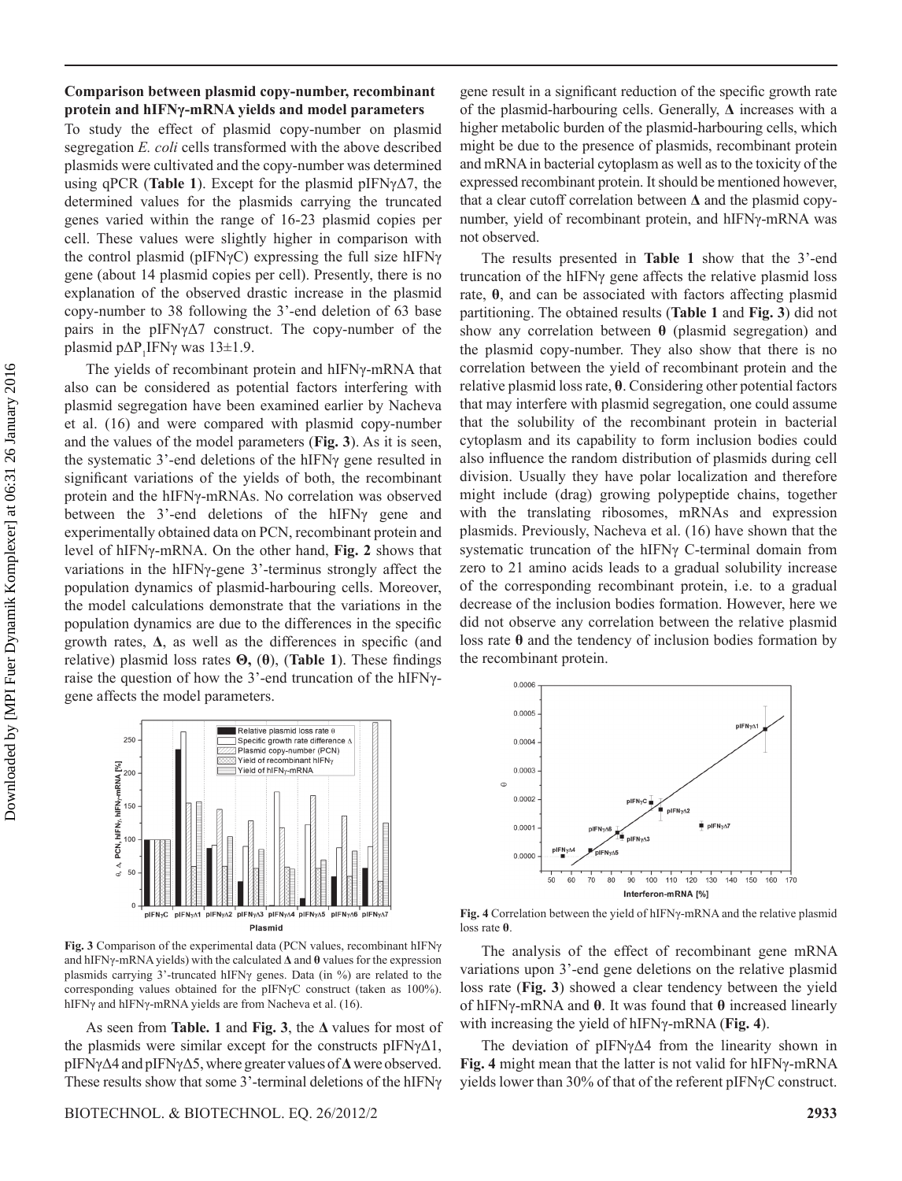**Comparison between plasmid copy-number, recombinant protein and hIFNγ-mRNA yields and model parameters**

To study the effect of plasmid copy-number on plasmid segregation *E. coli* cells transformed with the above described plasmids were cultivated and the copy-number was determined using qPCR (**Table 1**). Except for the plasmid pIFNγΔ7, the determined values for the plasmids carrying the truncated genes varied within the range of 16-23 plasmid copies per cell. These values were slightly higher in comparison with the control plasmid (pIFNγC) expressing the full size hIFNγ gene (about 14 plasmid copies per cell). Presently, there is no explanation of the observed drastic increase in the plasmid copy-number to 38 following the 3'-end deletion of 63 base pairs in the pIFNγΔ7 construct. The copy-number of the plasmid pΔP$_1$IFNγ was 13±1.9.

The yields of recombinant protein and hIFNγ-mRNA that also can be considered as potential factors interfering with plasmid segregation have been examined earlier by Nacheva et al. (16) and were compared with plasmid copy-number and the values of the model parameters (**Fig. 3**). As it is seen, the systematic 3'-end deletions of the hIFNγ gene resulted in significant variations of the yields of both, the recombinant protein and the hIFNγ-mRNAs. No correlation was observed between the 3'-end deletions of the hIFNγ gene and experimentally obtained data on PCN, recombinant protein and level of hIFNγ-mRNA. On the other hand, **Fig. 2** shows that variations in the hIFNγ-gene 3'-terminus strongly affect the population dynamics of plasmid-harbouring cells. Moreover, the model calculations demonstrate that the variations in the population dynamics are due to the differences in the specific growth rates, **Δ**, as well as the differences in specific (and relative) plasmid loss rates **Θ**, (**θ**), (**Table 1**). These findings raise the question of how the 3'-end truncation of the hIFNγ-gene affects the model parameters.

**Fig. 3** Comparison of the experimental data (PCN values, recombinant hIFNγ and hIFNγ-mRNA yields) with the calculated **Δ** and **θ** values for the expression plasmids carrying 3'-truncated hIFNγ genes. Data (in %) are related to the corresponding values obtained for the pIFNγC construct (taken as 100%). hIFNγ and hIFNγ-mRNA yields are from Nacheva et al. (16).

As seen from **Table. 1** and **Fig. 3**, the **Δ** values for most of the plasmids were similar except for the constructs pIFNγΔ1, pIFNγΔ4 and pIFNγΔ5, where greater values of **Δ** were observed. These results show that some 3'-terminal deletions of the hIFNγ gene result in a significant reduction of the specific growth rate of the plasmid-harbouring cells. Generally, **Δ** increases with a higher metabolic burden of the plasmid-harbouring cells, which might be due to the presence of plasmids, recombinant protein and mRNA in bacterial cytoplasm as well as to the toxicity of the expressed recombinant protein. It should be mentioned however, that a clear cutoff correlation between **Δ** and the plasmid copy-number, yield of recombinant protein, and hIFNγ-mRNA was not observed.

The results presented in **Table 1** show that the 3'-end truncation of the hIFNγ gene affects the relative plasmid loss rate, **θ**, and can be associated with factors affecting plasmid partitioning. The obtained results (**Table 1** and **Fig. 3**) did not show any correlation between **θ** (plasmid segregation) and the plasmid copy-number. They also show that there is no correlation between the yield of recombinant protein and the relative plasmid loss rate, **θ**. Considering other potential factors that may interfere with plasmid segregation, one could assume that the solubility of the recombinant protein in bacterial cytoplasm and its capability to form inclusion bodies could also influence the random distribution of plasmids during cell division. Usually they have polar localization and therefore might include (drag) growing polypeptide chains, together with the translating ribosomes, mRNAs and expression plasmids. Previously, Nacheva et al. (16) have shown that the systematic truncation of the hIFNγ C-terminal domain from zero to 21 amino acids leads to a gradual solubility increase of the corresponding recombinant protein, i.e. to a gradual decrease of the inclusion bodies formation. However, here we did not observe any correlation between the relative plasmid loss rate **θ** and the tendency of inclusion bodies formation by the recombinant protein.

**Fig. 4** Correlation between the yield of hIFNγ-mRNA and the relative plasmid loss rate **θ**.

The analysis of the effect of recombinant gene mRNA variations upon 3'-end gene deletions on the relative plasmid loss rate (**Fig. 3**) showed a clear tendency between the yield of hIFNγ-mRNA and **θ**. It was found that **θ** increased linearly with increasing the yield of hIFNγ-mRNA (**Fig. 4**).

The deviation of pIFNγΔ4 from the linearity shown in **Fig. 4** might mean that the latter is not valid for hIFNγ-mRNA yields lower than 30% of that of the referent pIFNγC construct.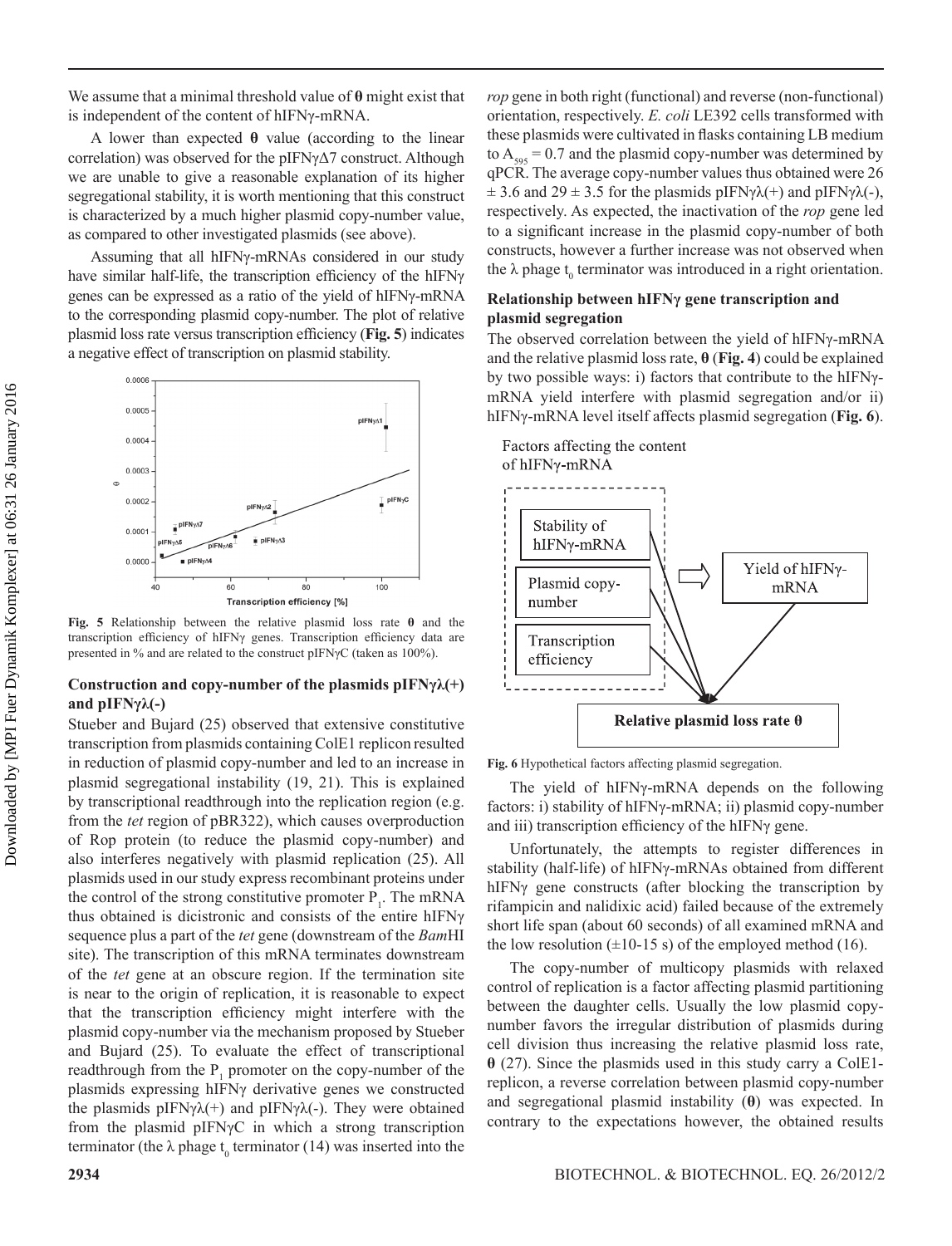We assume that a minimal threshold value of **θ** might exist that is independent of the content of hIFNγ-mRNA.

A lower than expected **θ** value (according to the linear correlation) was observed for the pIFNγΔ7 construct. Although we are unable to give a reasonable explanation of its higher segregational stability, it is worth mentioning that this construct is characterized by a much higher plasmid copy-number value, as compared to other investigated plasmids (see above).

Assuming that all hIFNγ-mRNAs considered in our study have similar half-life, the transcription efficiency of the hIFNγ genes can be expressed as a ratio of the yield of hIFNγ-mRNA to the corresponding plasmid copy-number. The plot of relative plasmid loss rate versus transcription efficiency (**Fig. 5**) indicates a negative effect of transcription on plasmid stability.

**Fig. 5** Relationship between the relative plasmid loss rate **θ** and the transcription efficiency of hIFNγ genes. Transcription efficiency data are presented in % and are related to the construct pIFNγC (taken as 100%).

### Construction and copy-number of the plasmids pIFNγλ(+) and pIFNγλ(-)

Stueber and Bujard (25) observed that extensive constitutive transcription from plasmids containing ColE1 replicon resulted in reduction of plasmid copy-number and led to an increase in plasmid segregational instability (19, 21). This is explained by transcriptional readthrough into the replication region (e.g. from the *tet* region of pBR322), which causes overproduction of Rop protein (to reduce the plasmid copy-number) and also interferes negatively with plasmid replication (25). All plasmids used in our study express recombinant proteins under the control of the strong constitutive promoter $P_1$. The mRNA thus obtained is dicistronic and consists of the entire hIFNγ sequence plus a part of the *tet* gene (downstream of the *Bam*HI site). The transcription of this mRNA terminates downstream of the *tet* gene at an obscure region. If the termination site is near to the origin of replication, it is reasonable to expect that the transcription efficiency might interfere with the plasmid copy-number via the mechanism proposed by Stueber and Bujard (25). To evaluate the effect of transcriptional readthrough from the $P_1$ promoter on the copy-number of the plasmids expressing hIFNγ derivative genes we constructed the plasmids pIFNγλ(+) and pIFNγλ(-). They were obtained from the plasmid pIFNγC in which a strong transcription terminator (the λ phage $t_0$ terminator (14) was inserted into the *rop* gene in both right (functional) and reverse (non-functional) orientation, respectively. *E. coli* LE392 cells transformed with these plasmids were cultivated in flasks containing LB medium to $A_{595} = 0.7$ and the plasmid copy-number was determined by qPCR. The average copy-number values thus obtained were 26 ± 3.6 and 29 ± 3.5 for the plasmids pIFNγλ(+) and pIFNγλ(-), respectively. As expected, the inactivation of the *rop* gene led to a significant increase in the plasmid copy-number of both constructs, however a further increase was not observed when the λ phage $t_0$ terminator was introduced in a right orientation.

### Relationship between hIFNγ gene transcription and plasmid segregation

The observed correlation between the yield of hIFNγ-mRNA and the relative plasmid loss rate, **θ** (**Fig. 4**) could be explained by two possible ways: i) factors that contribute to the hIFNγ-mRNA yield interfere with plasmid segregation and/or ii) hIFNγ-mRNA level itself affects plasmid segregation (**Fig. 6**).

**Fig. 6** Hypothetical factors affecting plasmid segregation.

The yield of hIFNγ-mRNA depends on the following factors: i) stability of hIFNγ-mRNA; ii) plasmid copy-number and iii) transcription efficiency of the hIFNγ gene.

Unfortunately, the attempts to register differences in stability (half-life) of hIFNγ-mRNAs obtained from different hIFNγ gene constructs (after blocking the transcription by rifampicin and nalidixic acid) failed because of the extremely short life span (about 60 seconds) of all examined mRNA and the low resolution (±10-15 s) of the employed method (16).

The copy-number of multicopy plasmids with relaxed control of replication is a factor affecting plasmid partitioning between the daughter cells. Usually the low plasmid copy-number favors the irregular distribution of plasmids during cell division thus increasing the relative plasmid loss rate, **θ** (27). Since the plasmids used in this study carry a ColE1-replicon, a reverse correlation between plasmid copy-number and segregational plasmid instability (**θ**) was expected. In contrary to the expectations however, the obtained results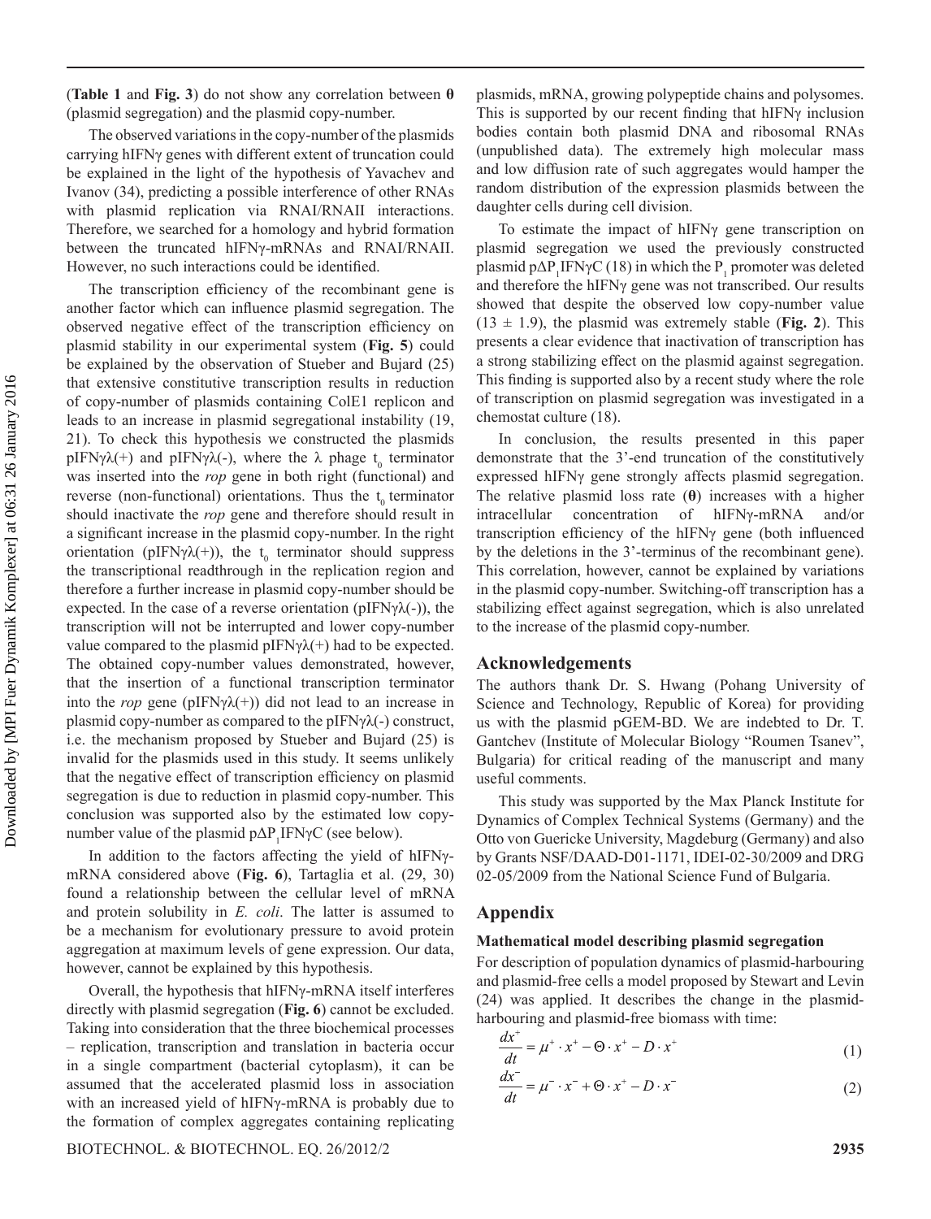(**Table 1** and **Fig. 3**) do not show any correlation between **θ** (plasmid segregation) and the plasmid copy-number.

The observed variations in the copy-number of the plasmids carrying hIFNγ genes with different extent of truncation could be explained in the light of the hypothesis of Yavachev and Ivanov (34), predicting a possible interference of other RNAs with plasmid replication via RNAI/RNAII interactions. Therefore, we searched for a homology and hybrid formation between the truncated hIFNγ-mRNAs and RNAI/RNAII. However, no such interactions could be identified.

The transcription efficiency of the recombinant gene is another factor which can influence plasmid segregation. The observed negative effect of the transcription efficiency on plasmid stability in our experimental system (**Fig. 5**) could be explained by the observation of Stueber and Bujard (25) that extensive constitutive transcription results in reduction of copy-number of plasmids containing ColE1 replicon and leads to an increase in plasmid segregational instability (19, 21). To check this hypothesis we constructed the plasmids pIFNγλ(+) and pIFNγλ(-), where the λ phage $t_0$ terminator was inserted into the *rop* gene in both right (functional) and reverse (non-functional) orientations. Thus the $t_0$ terminator should inactivate the *rop* gene and therefore should result in a significant increase in the plasmid copy-number. In the right orientation (pIFNγλ(+)), the $t_0$ terminator should suppress the transcriptional readthrough in the replication region and therefore a further increase in plasmid copy-number should be expected. In the case of a reverse orientation (pIFNγλ(-)), the transcription will not be interrupted and lower copy-number value compared to the plasmid pIFNγλ(+) had to be expected. The obtained copy-number values demonstrated, however, that the insertion of a functional transcription terminator into the *rop* gene (pIFNγλ(+)) did not lead to an increase in plasmid copy-number as compared to the pIFNγλ(-) construct, i.e. the mechanism proposed by Stueber and Bujard (25) is invalid for the plasmids used in this study. It seems unlikely that the negative effect of transcription efficiency on plasmid segregation is due to reduction in plasmid copy-number. This conclusion was supported also by the estimated low copy-number value of the plasmid p$\Delta$P$_1$IFNγC (see below).

In addition to the factors affecting the yield of hIFNγ-mRNA considered above (**Fig. 6**), Tartaglia et al. (29, 30) found a relationship between the cellular level of mRNA and protein solubility in *E. coli*. The latter is assumed to be a mechanism for evolutionary pressure to avoid protein aggregation at maximum levels of gene expression. Our data, however, cannot be explained by this hypothesis.

Overall, the hypothesis that hIFNγ-mRNA itself interferes directly with plasmid segregation (**Fig. 6**) cannot be excluded. Taking into consideration that the three biochemical processes – replication, transcription and translation in bacteria occur in a single compartment (bacterial cytoplasm), it can be assumed that the accelerated plasmid loss in association with an increased yield of hIFNγ-mRNA is probably due to the formation of complex aggregates containing replicating plasmids, mRNA, growing polypeptide chains and polysomes. This is supported by our recent finding that hIFNγ inclusion bodies contain both plasmid DNA and ribosomal RNAs (unpublished data). The extremely high molecular mass and low diffusion rate of such aggregates would hamper the random distribution of the expression plasmids between the daughter cells during cell division.

To estimate the impact of hIFNγ gene transcription on plasmid segregation we used the previously constructed plasmid p$\Delta$P$_1$IFNγC (18) in which the P$_1$ promoter was deleted and therefore the hIFNγ gene was not transcribed. Our results showed that despite the observed low copy-number value ($13 \pm 1.9$), the plasmid was extremely stable (**Fig. 2**). This presents a clear evidence that inactivation of transcription has a strong stabilizing effect on the plasmid against segregation. This finding is supported also by a recent study where the role of transcription on plasmid segregation was investigated in a chemostat culture (18).

In conclusion, the results presented in this paper demonstrate that the 3'-end truncation of the constitutively expressed hIFNγ gene strongly affects plasmid segregation. The relative plasmid loss rate (**θ**) increases with a higher intracellular concentration of hIFNγ-mRNA and/or transcription efficiency of the hIFNγ gene (both influenced by the deletions in the 3'-terminus of the recombinant gene). This correlation, however, cannot be explained by variations in the plasmid copy-number. Switching-off transcription has a stabilizing effect against segregation, which is also unrelated to the increase of the plasmid copy-number.

## Acknowledgements

The authors thank Dr. S. Hwang (Pohang University of Science and Technology, Republic of Korea) for providing us with the plasmid pGEM-BD. We are indebted to Dr. T. Gantchev (Institute of Molecular Biology "Roumen Tsanev", Bulgaria) for critical reading of the manuscript and many useful comments.

This study was supported by the Max Planck Institute for Dynamics of Complex Technical Systems (Germany) and the Otto von Guericke University, Magdeburg (Germany) and also by Grants NSF/DAAD-D01-1171, IDEI-02-30/2009 and DRG 02-05/2009 from the National Science Fund of Bulgaria.

## Appendix

### Mathematical model describing plasmid segregation

For description of population dynamics of plasmid-harbouring and plasmid-free cells a model proposed by Stewart and Levin (24) was applied. It describes the change in the plasmid-harbouring and plasmid-free biomass with time:

$$\frac{dx^+}{dt} = \mu^+ \cdot x^+ - \Theta \cdot x^+ - D \cdot x^+ \tag{1}$$

$$\frac{dx^-}{dt} = \mu^- \cdot x^- + \Theta \cdot x^+ - D \cdot x^- \tag{2}$$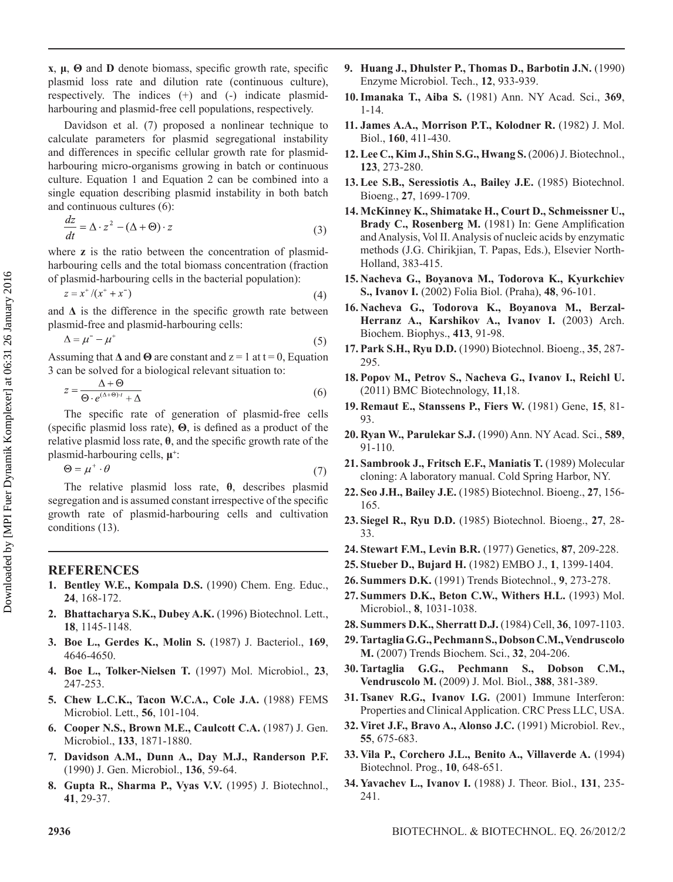**x**, **μ**, **Θ** and **D** denote biomass, specific growth rate, specific plasmid loss rate and dilution rate (continuous culture), respectively. The indices (+) and (-) indicate plasmid-harbouring and plasmid-free cell populations, respectively.

Davidson et al. (7) proposed a nonlinear technique to calculate parameters for plasmid segregational instability and differences in specific cellular growth rate for plasmid-harbouring micro-organisms growing in batch or continuous culture. Equation 1 and Equation 2 can be combined into a single equation describing plasmid instability in both batch and continuous cultures (6):

$$\frac{dz}{dt} = \Delta \cdot z^2 - (\Delta + \Theta) \cdot z \quad (3)$$

where **z** is the ratio between the concentration of plasmid-harbouring cells and the total biomass concentration (fraction of plasmid-harbouring cells in the bacterial population):

$$z = x^+ / (x^+ + x^-) \quad (4)$$

and **Δ** is the difference in the specific growth rate between plasmid-free and plasmid-harbouring cells:

$$\Delta = \mu^- - \mu^+ \quad (5)$$

Assuming that **Δ** and **Θ** are constant and z = 1 at t = 0, Equation 3 can be solved for a biological relevant situation to:

$$z = \frac{\Delta + \Theta}{\Theta \cdot e^{(\Delta + \Theta) \cdot t} + \Delta} \quad (6)$$

The specific rate of generation of plasmid-free cells (specific plasmid loss rate), **Θ**, is defined as a product of the relative plasmid loss rate, **θ**, and the specific growth rate of the plasmid-harbouring cells, $\mu^+$:

$$\Theta = \mu^+ \cdot \theta \quad (7)$$

The relative plasmid loss rate, **θ**, describes plasmid segregation and is assumed constant irrespective of the specific growth rate of plasmid-harbouring cells and cultivation conditions (13).

## REFERENCES

1. **Bentley W.E., Kompala D.S.** (1990) Chem. Eng. Educ., **24**, 168-172.
2. **Bhattacharya S.K., Dubey A.K.** (1996) Biotechnol. Lett., **18**, 1145-1148.
3. **Boe L., Gerdes K., Molin S.** (1987) J. Bacteriol., **169**, 4646-4650.
4. **Boe L., Tolker-Nielsen T.** (1997) Mol. Microbiol., **23**, 247-253.
5. **Chew L.C.K., Tacon W.C.A., Cole J.A.** (1988) FEMS Microbiol. Lett., **56**, 101-104.
6. **Cooper N.S., Brown M.E., Caulcott C.A.** (1987) J. Gen. Microbiol., **133**, 1871-1880.
7. **Davidson A.M., Dunn A., Day M.J., Randerson P.F.** (1990) J. Gen. Microbiol., **136**, 59-64.
8. **Gupta R., Sharma P., Vyas V.V.** (1995) J. Biotechnol., **41**, 29-37.
9. **Huang J., Dhulster P., Thomas D., Barbotin J.N.** (1990) Enzyme Microbiol. Tech., **12**, 933-939.
10. **Imanaka T., Aiba S.** (1981) Ann. NY Acad. Sci., **369**, 1-14.
11. **James A.A., Morrison P.T., Kolodner R.** (1982) J. Mol. Biol., **160**, 411-430.
12. **Lee C., Kim J., Shin S.G., Hwang S.** (2006) J. Biotechnol., **123**, 273-280.
13. **Lee S.B., Seressiotis A., Bailey J.E.** (1985) Biotechnol. Bioeng., **27**, 1699-1709.
14. **McKinney K., Shimatake H., Court D., Schmeissner U., Brady C., Rosenberg M.** (1981) In: Gene Amplification and Analysis, Vol II. Analysis of nucleic acids by enzymatic methods (J.G. Chirikjian, T. Papas, Eds.), Elsevier North-Holland, 383-415.
15. **Nacheva G., Boyanova M., Todorova K., Kyurkchiev S., Ivanov I.** (2002) Folia Biol. (Praha), **48**, 96-101.
16. **Nacheva G., Todorova K., Boyanova M., Berzal-Herranz A., Karshikov A., Ivanov I.** (2003) Arch. Biochem. Biophys., **413**, 91-98.
17. **Park S.H., Ryu D.D.** (1990) Biotechnol. Bioeng., **35**, 287-295.
18. **Popov M., Petrov S., Nacheva G., Ivanov I., Reichl U.** (2011) BMC Biotechnology, **11**,18.
19. **Remaut E., Stanssens P., Fiers W.** (1981) Gene, **15**, 81-93.
20. **Ryan W., Parulekar S.J.** (1990) Ann. NY Acad. Sci., **589**, 91-110.
21. **Sambrook J., Fritsch E.F., Maniatis T.** (1989) Molecular cloning: A laboratory manual. Cold Spring Harbor, NY.
22. **Seo J.H., Bailey J.E.** (1985) Biotechnol. Bioeng., **27**, 156-165.
23. **Siegel R., Ryu D.D.** (1985) Biotechnol. Bioeng., **27**, 28-33.
24. **Stewart F.M., Levin B.R.** (1977) Genetics, **87**, 209-228.
25. **Stueber D., Bujard H.** (1982) EMBO J., **1**, 1399-1404.
26. **Summers D.K.** (1991) Trends Biotechnol., **9**, 273-278.
27. **Summers D.K., Beton C.W., Withers H.L.** (1993) Mol. Microbiol., **8**, 1031-1038.
28. **Summers D.K., Sherratt D.J.** (1984) Cell, **36**, 1097-1103.
29. **Tartaglia G.G., Pechmann S., Dobson C.M., Vendruscolo M.** (2007) Trends Biochem. Sci., **32**, 204-206.
30. **Tartaglia G.G., Pechmann S., Dobson C.M., Vendruscolo M.** (2009) J. Mol. Biol., **388**, 381-389.
31. **Tsanev R.G., Ivanov I.G.** (2001) Immune Interferon: Properties and Clinical Application. CRC Press LLC, USA.
32. **Viret J.F., Bravo A., Alonso J.C.** (1991) Microbiol. Rev., **55**, 675-683.
33. **Vila P., Corchero J.L., Benito A., Villaverde A.** (1994) Biotechnol. Prog., **10**, 648-651.
34. **Yavachev L., Ivanov I.** (1988) J. Theor. Biol., **131**, 235-241.